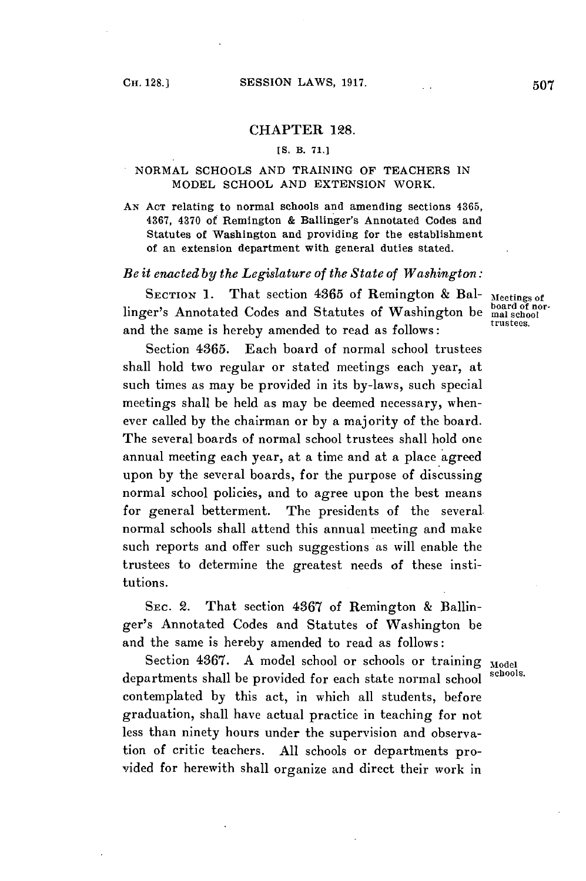## CHAPTER 128.

[S. B. 71.]

### NORMAL SCHOOLS AND TRAINING OF TEACHERS IN MODEL SCHOOL AND EXTENSION WORK.

AN ACT relating to normal schools and amending sections 4365, 4367, 4370 of Remington & Ballinger's Annotated Codes and Statutes of Washington and providing for the establishment of an extension department with general duties stated.

*Be it enacted by the Legislature of the State of Washington:*

SECTION 1. That section 4365 of Remington & Ballinger's Annotated Codes and Statutes of Washington be and the same is hereby amended to read as follows:

*Meetings of board of normal school trustees.*

Section 4365. Each board of normal school trustees shall hold two regular or stated meetings each year, at such times as may be provided in its by-laws, such special meetings shall be held as may be deemed necessary, whenever called by the chairman or by a majority of the board. The several boards of normal school trustees shall hold one annual meeting each year, at a time and at a place agreed upon by the several boards, for the purpose of discussing normal school policies, and to agree upon the best means for general betterment. The presidents of the several normal schools shall attend this annual meeting and make such reports and offer such suggestions as will enable the trustees to determine the greatest needs of these institutions.

SEC. 2. That section 4367 of Remington & Ballinger's Annotated Codes and Statutes of Washington be and the same is hereby amended to read as follows:

*Model schools.*

Section 4367. A model school or schools or training departments shall be provided for each state normal school contemplated by this act, in which all students, before graduation, shall have actual practice in teaching for not less than ninety hours under the supervision and observation of critic teachers. All schools or departments provided for herewith shall organize and direct their work in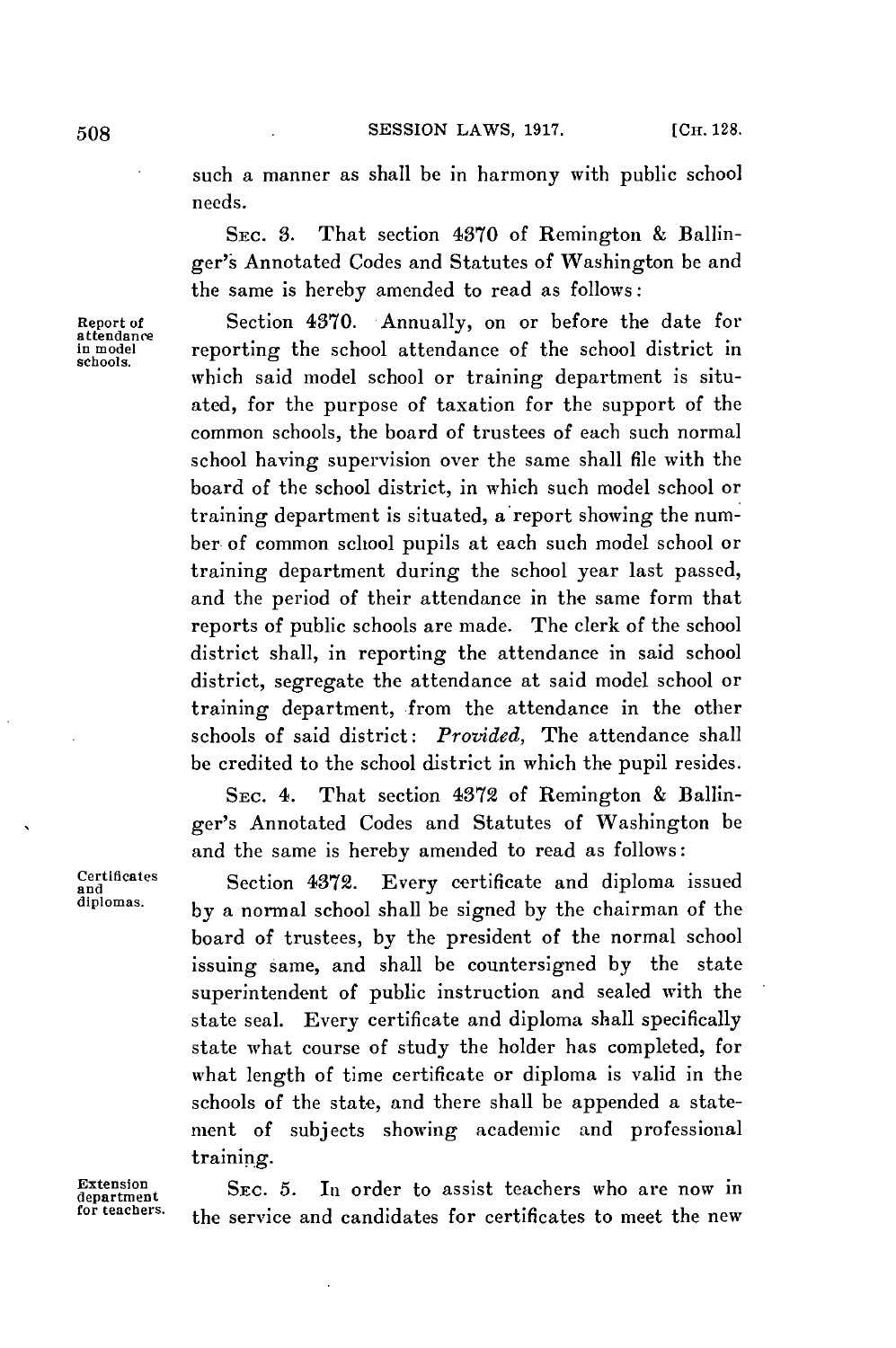such a manner as shall be in harmony with public school needs.

SEC. 3. That section 4370 of Remington & Ballinger's Annotated Codes and Statutes of Washington be and the same is hereby amended to read as follows:

*Report of attendance in model schools.*

Section 4370. Annually, on or before the date for reporting the school attendance of the school district in which said model school or training department is situated, for the purpose of taxation for the support of the common schools, the board of trustees of each such normal school having supervision over the same shall file with the board of the school district, in which such model school or training department is situated, a report showing the number of common school pupils at each such model school or training department during the school year last passed, and the period of their attendance in the same form that reports of public schools are made. The clerk of the school district shall, in reporting the attendance in said school district, segregate the attendance at said model school or training department, from the attendance in the other schools of said district: *Provided*, The attendance shall be credited to the school district in which the pupil resides.

SEC. 4. That section 4372 of Remington & Ballinger's Annotated Codes and Statutes of Washington be and the same is hereby amended to read as follows:

*Certificates and diplomas.*

Section 4372. Every certificate and diploma issued by a normal school shall be signed by the chairman of the board of trustees, by the president of the normal school issuing same, and shall be countersigned by the state superintendent of public instruction and sealed with the state seal. Every certificate and diploma shall specifically state what course of study the holder has completed, for what length of time certificate or diploma is valid in the schools of the state, and there shall be appended a statement of subjects showing academic and professional training.

*Extension department for teachers.*

SEC. 5. In order to assist teachers who are now in the service and candidates for certificates to meet the new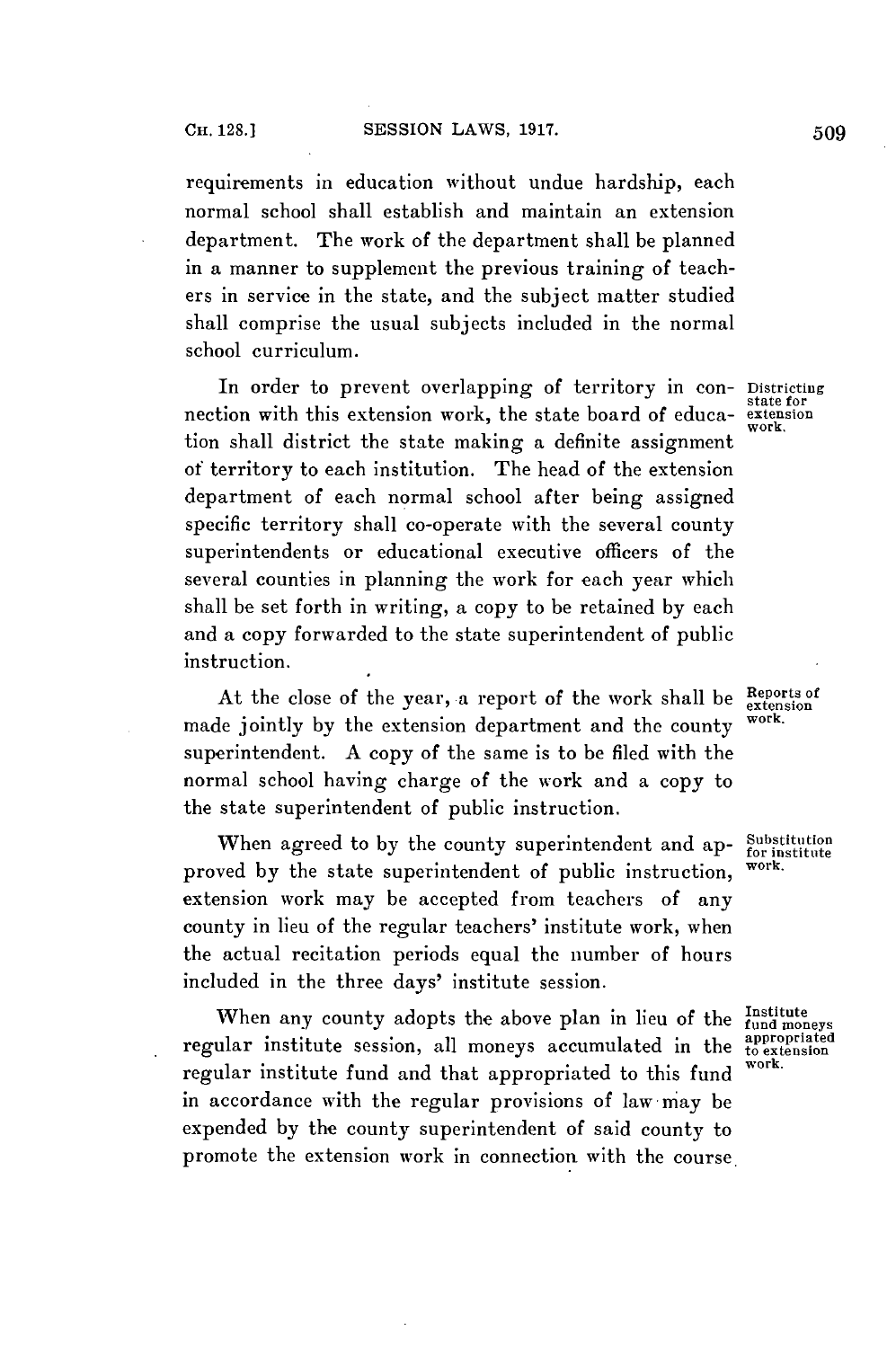requirements in education without undue hardship, each normal school shall establish and maintain an extension department. The work of the department shall be planned in a manner to supplement the previous training of teachers in service in the state, and the subject matter studied shall comprise the usual subjects included in the normal school curriculum.

**Districting state for extension work.** In order to prevent overlapping of territory in connection with this extension work, the state board of education shall district the state making a definite assignment of territory to each institution. The head of the extension department of each normal school after being assigned specific territory shall co-operate with the several county superintendents or educational executive officers of the several counties in planning the work for each year which shall be set forth in writing, a copy to be retained by each and a copy forwarded to the state superintendent of public instruction.

**Reports of extension work.** At the close of the year, a report of the work shall be made jointly by the extension department and the county superintendent. A copy of the same is to be filed with the normal school having charge of the work and a copy to the state superintendent of public instruction.

**Substitution for institute work.** When agreed to by the county superintendent and approved by the state superintendent of public instruction, extension work may be accepted from teachers of any county in lieu of the regular teachers' institute work, when the actual recitation periods equal the number of hours included in the three days' institute session.

**Institute fund moneys appropriated to extension work.** When any county adopts the above plan in lieu of the regular institute session, all moneys accumulated in the regular institute fund and that appropriated to this fund in accordance with the regular provisions of law may be expended by the county superintendent of said county to promote the extension work in connection with the course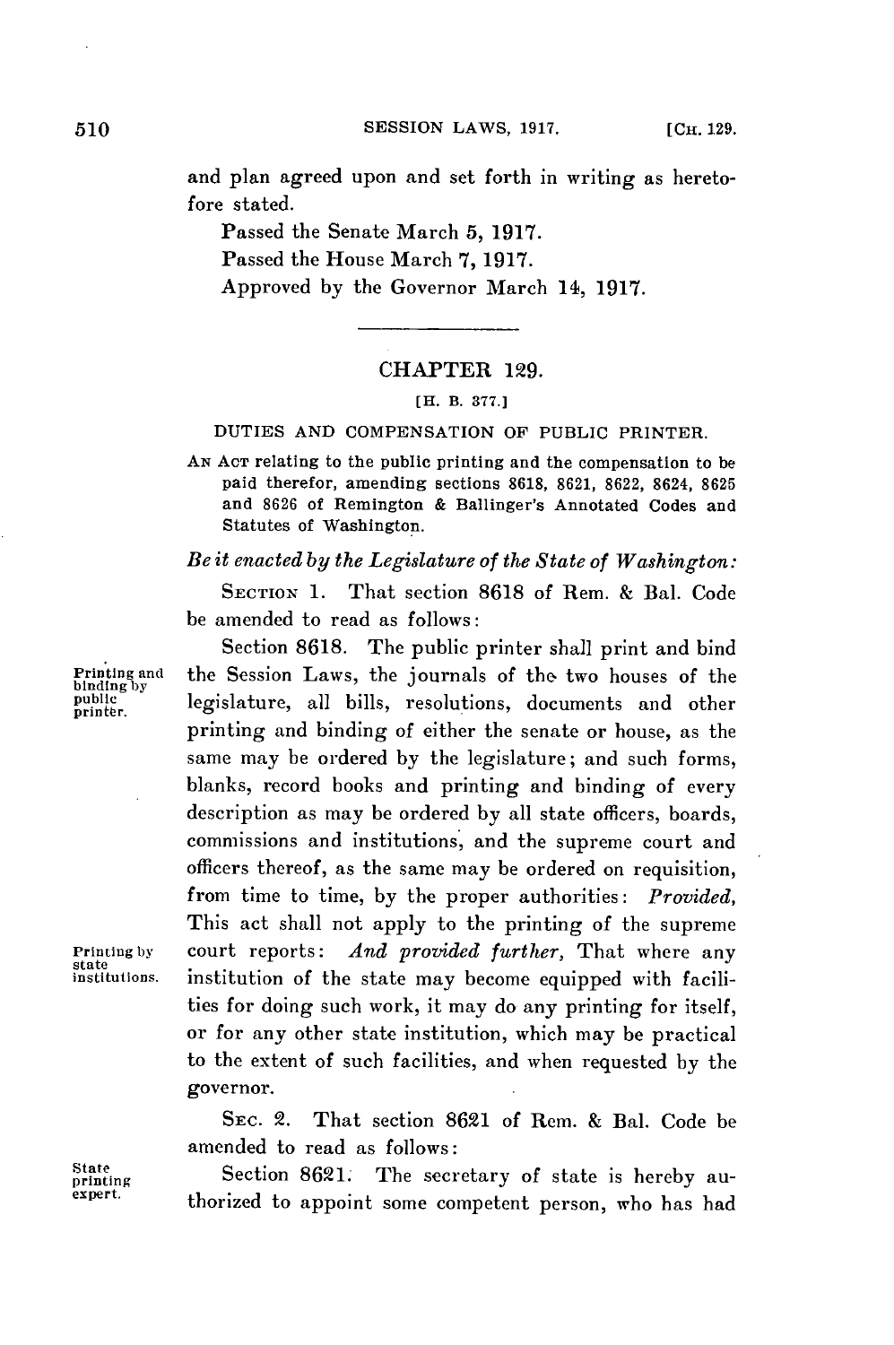and plan agreed upon and set forth in writing as heretofore stated.

Passed the Senate March 5, 1917.

Passed the House March 7, 1917.

Approved by the Governor March 14, 1917.

---

## CHAPTER 129.

[H. B. 377.]

### DUTIES AND COMPENSATION OF PUBLIC PRINTER.

AN ACT relating to the public printing and the compensation to be paid therefor, amending sections 8618, 8621, 8622, 8624, 8625 and 8626 of Remington & Ballinger's Annotated Codes and Statutes of Washington.

*Be it enacted by the Legislature of the State of Washington:*

SECTION 1. That section 8618 of Rem. & Bal. Code be amended to read as follows:

Printing and binding by public printer.

Section 8618. The public printer shall print and bind the Session Laws, the journals of the two houses of the legislature, all bills, resolutions, documents and other printing and binding of either the senate or house, as the same may be ordered by the legislature; and such forms, blanks, record books and printing and binding of every description as may be ordered by all state officers, boards, commissions and institutions, and the supreme court and officers thereof, as the same may be ordered on requisition, from time to time, by the proper authorities: *Provided,* This act shall not apply to the printing of the supreme court reports: *And provided further,* That where any institution of the state may become equipped with facilities for doing such work, it may do any printing for itself, or for any other state institution, which may be practical to the extent of such facilities, and when requested by the governor.

Printing by state institutions.

SEC. 2. That section 8621 of Rem. & Bal. Code be amended to read as follows:

State printing expert.

Section 8621. The secretary of state is hereby authorized to appoint some competent person, who has had